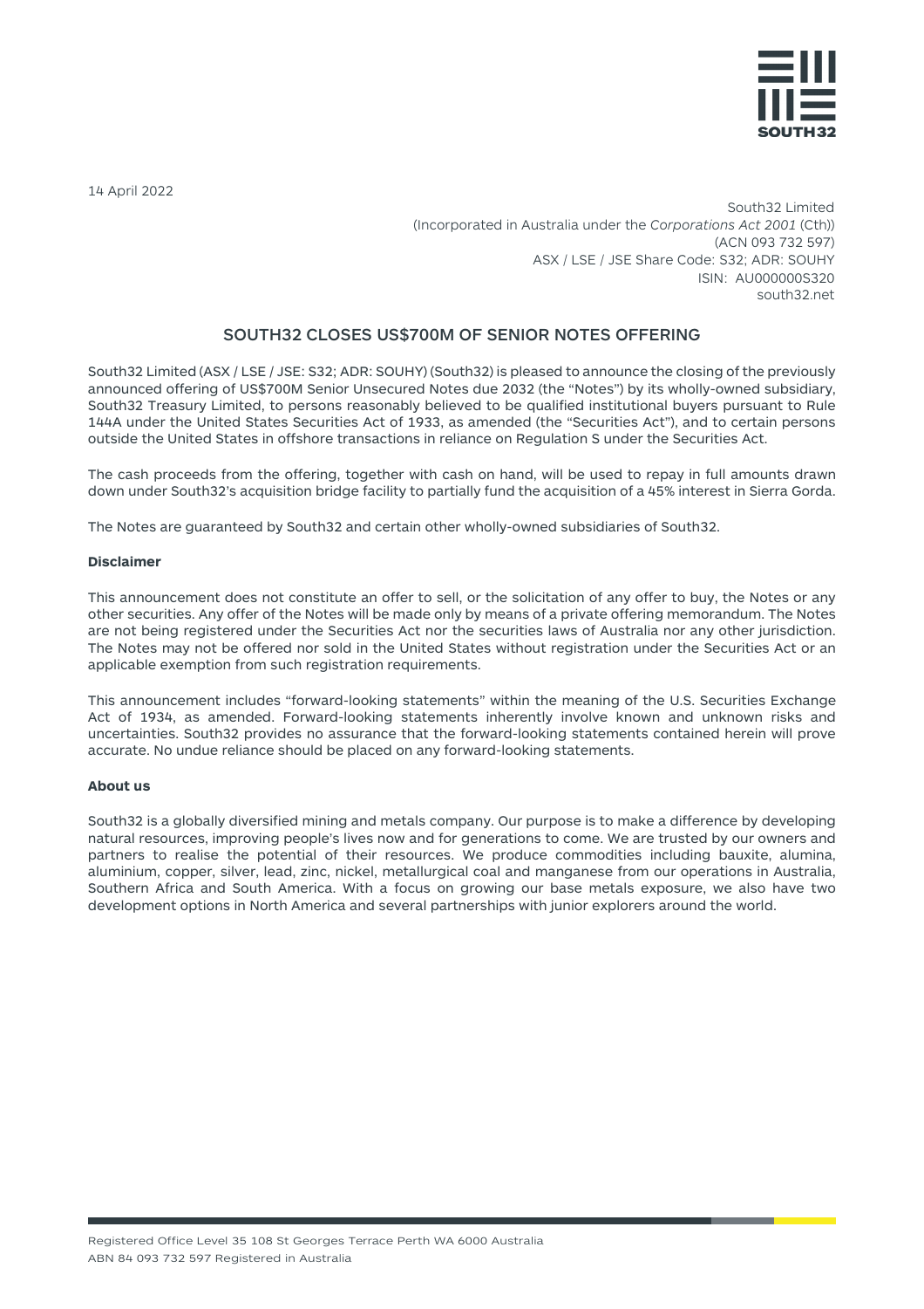14 April 2022

South32 Limited
(Incorporated in Australia under the *Corporations Act 2001* (Cth))
(ACN 093 732 597)
ASX / LSE / JSE Share Code: S32; ADR: SOUHY
ISIN: AU000000S320
south32.net

# SOUTH32 CLOSES US$700M OF SENIOR NOTES OFFERING

South32 Limited (ASX / LSE / JSE: S32; ADR: SOUHY) (South32) is pleased to announce the closing of the previously announced offering of US$700M Senior Unsecured Notes due 2032 (the "Notes") by its wholly-owned subsidiary, South32 Treasury Limited, to persons reasonably believed to be qualified institutional buyers pursuant to Rule 144A under the United States Securities Act of 1933, as amended (the "Securities Act"), and to certain persons outside the United States in offshore transactions in reliance on Regulation S under the Securities Act.

The cash proceeds from the offering, together with cash on hand, will be used to repay in full amounts drawn down under South32's acquisition bridge facility to partially fund the acquisition of a 45% interest in Sierra Gorda.

The Notes are guaranteed by South32 and certain other wholly-owned subsidiaries of South32.

**Disclaimer**

This announcement does not constitute an offer to sell, or the solicitation of any offer to buy, the Notes or any other securities. Any offer of the Notes will be made only by means of a private offering memorandum. The Notes are not being registered under the Securities Act nor the securities laws of Australia nor any other jurisdiction. The Notes may not be offered nor sold in the United States without registration under the Securities Act or an applicable exemption from such registration requirements.

This announcement includes "forward-looking statements" within the meaning of the U.S. Securities Exchange Act of 1934, as amended. Forward-looking statements inherently involve known and unknown risks and uncertainties. South32 provides no assurance that the forward-looking statements contained herein will prove accurate. No undue reliance should be placed on any forward-looking statements.

**About us**

South32 is a globally diversified mining and metals company. Our purpose is to make a difference by developing natural resources, improving people's lives now and for generations to come. We are trusted by our owners and partners to realise the potential of their resources. We produce commodities including bauxite, alumina, aluminium, copper, silver, lead, zinc, nickel, metallurgical coal and manganese from our operations in Australia, Southern Africa and South America. With a focus on growing our base metals exposure, we also have two development options in North America and several partnerships with junior explorers around the world.

Registered Office Level 35 108 St Georges Terrace Perth WA 6000 Australia
ABN 84 093 732 597 Registered in Australia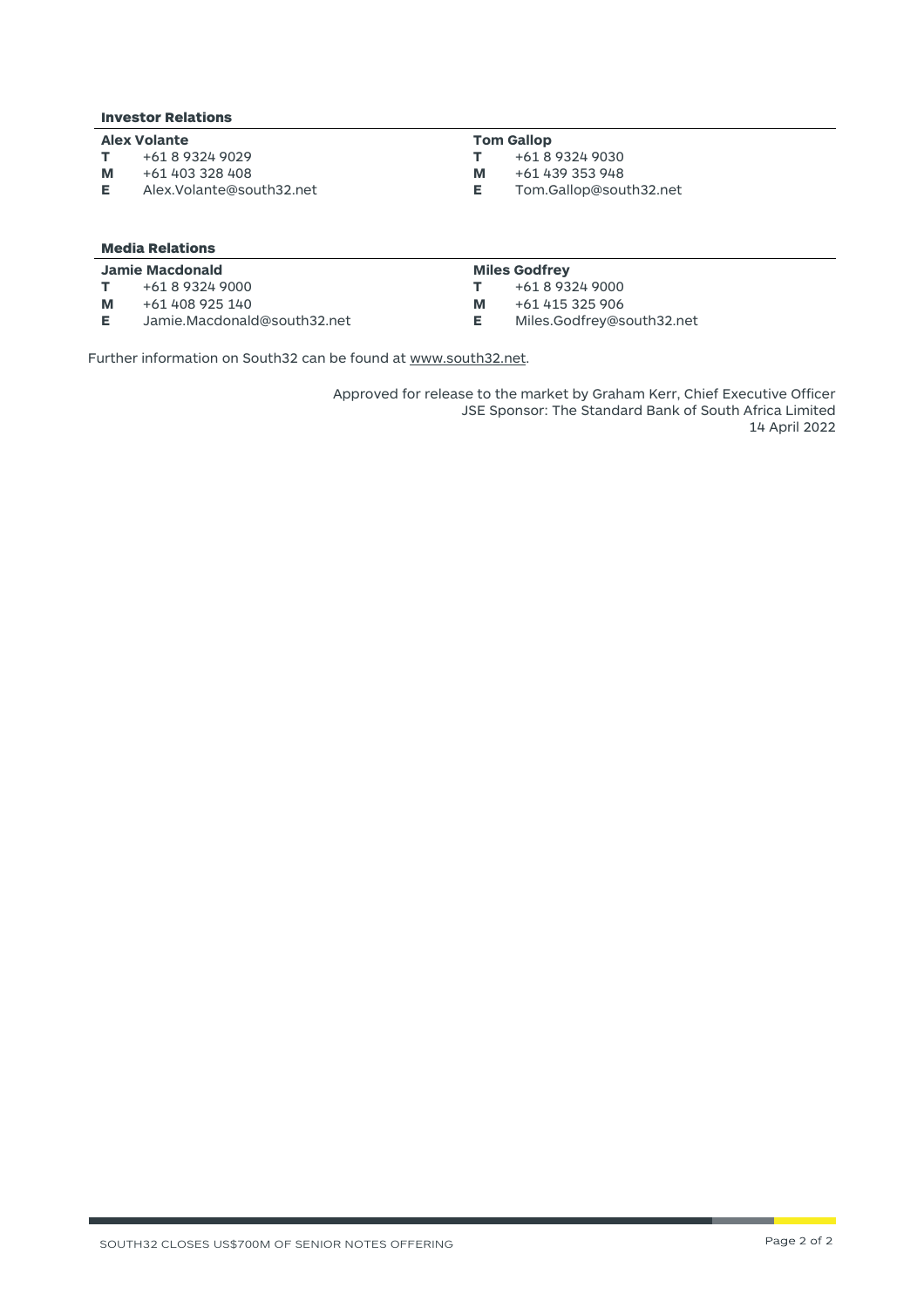**Investor Relations**

**Alex Volante**

**T** +61 8 9324 9029
**M** +61 403 328 408
**E** Alex.Volante@south32.net

**Tom Gallop**

**T** +61 8 9324 9030
**M** +61 439 353 948
**E** Tom.Gallop@south32.net

**Media Relations**

**Jamie Macdonald**

**T** +61 8 9324 9000
**M** +61 408 925 140
**E** Jamie.Macdonald@south32.net

**Miles Godfrey**

**T** +61 8 9324 9000
**M** +61 415 325 906
**E** Miles.Godfrey@south32.net

Further information on South32 can be found at www.south32.net.

Approved for release to the market by Graham Kerr, Chief Executive Officer
JSE Sponsor: The Standard Bank of South Africa Limited
14 April 2022